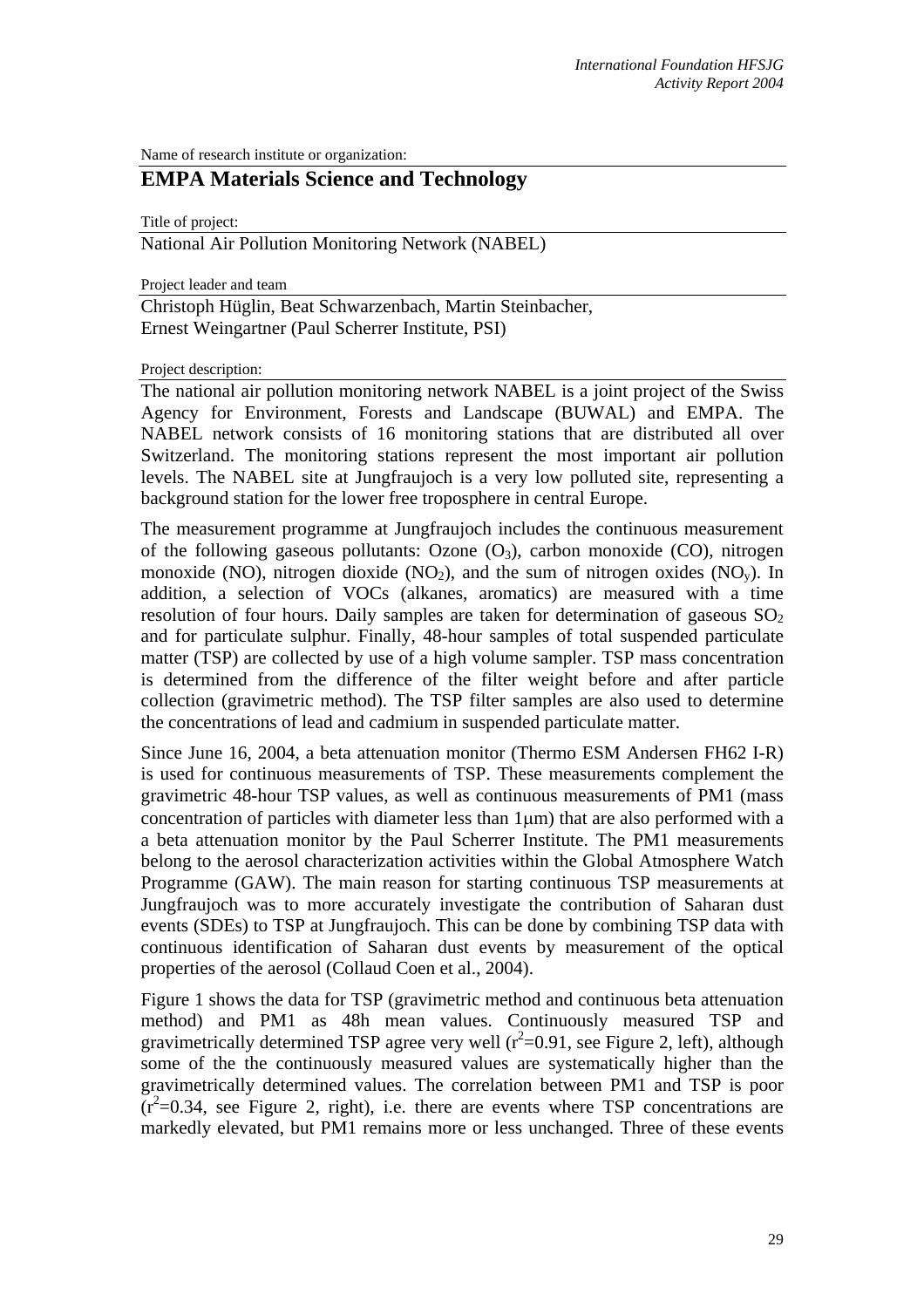Name of research institute or organization:

## EMPA Materials Science and Technology

Title of project:

National Air Pollution Monitoring Network (NABEL)

Project leader and team

Christoph Hüglin, Beat Schwarzenbach, Martin Steinbacher, Ernest Weingartner (Paul Scherrer Institute, PSI)

Project description:

The national air pollution monitoring network NABEL is a joint project of the Swiss Agency for Environment, Forests and Landscape (BUWAL) and EMPA. The NABEL network consists of 16 monitoring stations that are distributed all over Switzerland. The monitoring stations represent the most important air pollution levels. The NABEL site at Jungfraujoch is a very low polluted site, representing a background station for the lower free troposphere in central Europe.

The measurement programme at Jungfraujoch includes the continuous measurement of the following gaseous pollutants: Ozone ($O_3$), carbon monoxide (CO), nitrogen monoxide (NO), nitrogen dioxide ($NO_2$), and the sum of nitrogen oxides ($NO_y$). In addition, a selection of VOCs (alkanes, aromatics) are measured with a time resolution of four hours. Daily samples are taken for determination of gaseous $SO_2$ and for particulate sulphur. Finally, 48-hour samples of total suspended particulate matter (TSP) are collected by use of a high volume sampler. TSP mass concentration is determined from the difference of the filter weight before and after particle collection (gravimetric method). The TSP filter samples are also used to determine the concentrations of lead and cadmium in suspended particulate matter.

Since June 16, 2004, a beta attenuation monitor (Thermo ESM Andersen FH62 I-R) is used for continuous measurements of TSP. These measurements complement the gravimetric 48-hour TSP values, as well as continuous measurements of PM1 (mass concentration of particles with diameter less than 1μm) that are also performed with a a beta attenuation monitor by the Paul Scherrer Institute. The PM1 measurements belong to the aerosol characterization activities within the Global Atmosphere Watch Programme (GAW). The main reason for starting continuous TSP measurements at Jungfraujoch was to more accurately investigate the contribution of Saharan dust events (SDEs) to TSP at Jungfraujoch. This can be done by combining TSP data with continuous identification of Saharan dust events by measurement of the optical properties of the aerosol (Collaud Coen et al., 2004).

Figure 1 shows the data for TSP (gravimetric method and continuous beta attenuation method) and PM1 as 48h mean values. Continuously measured TSP and gravimetrically determined TSP agree very well ($r^2$=0.91, see Figure 2, left), although some of the the continuously measured values are systematically higher than the gravimetrically determined values. The correlation between PM1 and TSP is poor ($r^2$=0.34, see Figure 2, right), i.e. there are events where TSP concentrations are markedly elevated, but PM1 remains more or less unchanged. Three of these events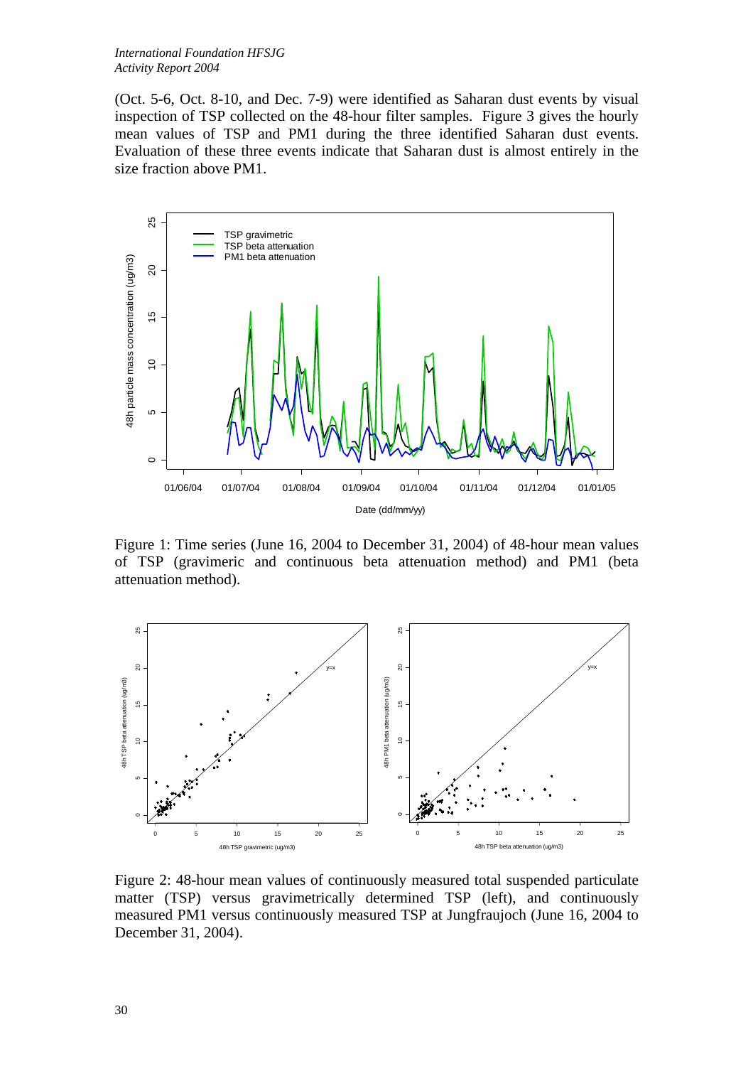(Oct. 5-6, Oct. 8-10, and Dec. 7-9) were identified as Saharan dust events by visual inspection of TSP collected on the 48-hour filter samples. Figure 3 gives the hourly mean values of TSP and PM1 during the three identified Saharan dust events. Evaluation of these three events indicate that Saharan dust is almost entirely in the size fraction above PM1.

Figure 1: Time series (June 16, 2004 to December 31, 2004) of 48-hour mean values of TSP (gravimeric and continuous beta attenuation method) and PM1 (beta attenuation method).

Figure 2: 48-hour mean values of continuously measured total suspended particulate matter (TSP) versus gravimetrically determined TSP (left), and continuously measured PM1 versus continuously measured TSP at Jungfraujoch (June 16, 2004 to December 31, 2004).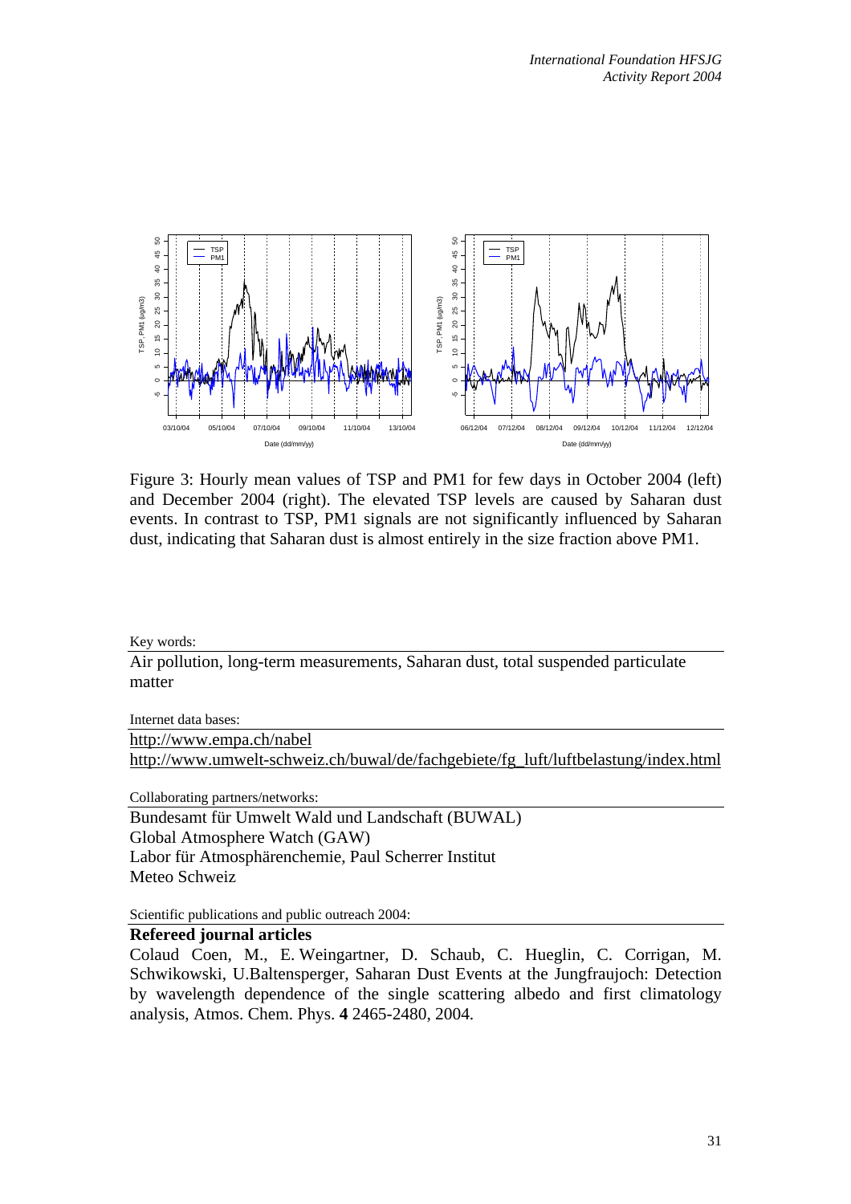Figure 3: Hourly mean values of TSP and PM1 for few days in October 2004 (left) and December 2004 (right). The elevated TSP levels are caused by Saharan dust events. In contrast to TSP, PM1 signals are not significantly influenced by Saharan dust, indicating that Saharan dust is almost entirely in the size fraction above PM1.

Key words:

Air pollution, long-term measurements, Saharan dust, total suspended particulate matter

Internet data bases:

http://www.empa.ch/nabel
http://www.umwelt-schweiz.ch/buwal/de/fachgebiete/fg_luft/luftbelastung/index.html

Collaborating partners/networks:

Bundesamt für Umwelt Wald und Landschaft (BUWAL)
Global Atmosphere Watch (GAW)
Labor für Atmosphärenchemie, Paul Scherrer Institut
Meteo Schweiz

Scientific publications and public outreach 2004:

**Refereed journal articles**

Colaud Coen, M., E. Weingartner, D. Schaub, C. Hueglin, C. Corrigan, M. Schwikowski, U.Baltensperger, Saharan Dust Events at the Jungfraujoch: Detection by wavelength dependence of the single scattering albedo and first climatology analysis, Atmos. Chem. Phys. **4** 2465-2480, 2004.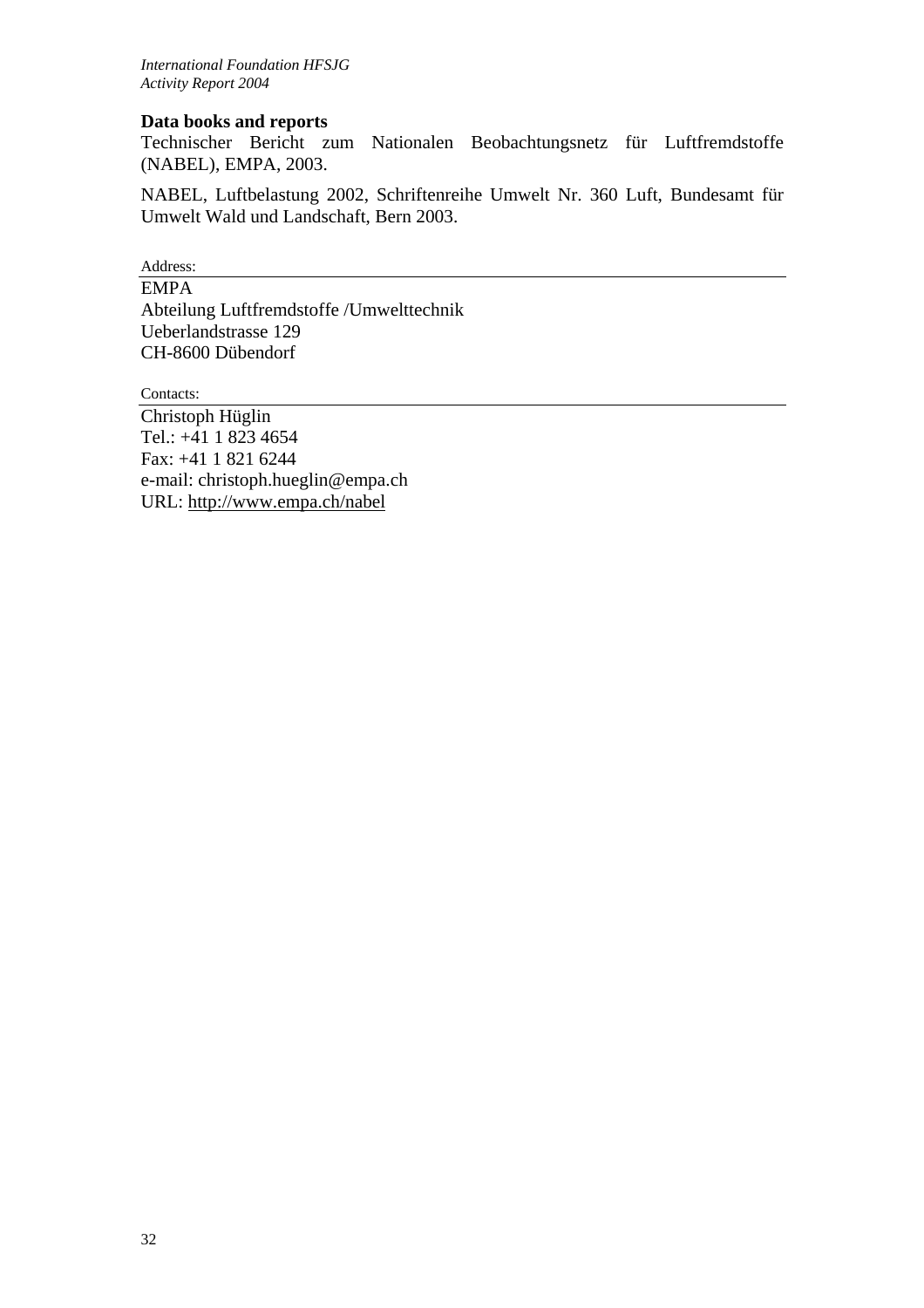**Data books and reports**

Technischer Bericht zum Nationalen Beobachtungsnetz für Luftfremdstoffe (NABEL), EMPA, 2003.

NABEL, Luftbelastung 2002, Schriftenreihe Umwelt Nr. 360 Luft, Bundesamt für Umwelt Wald und Landschaft, Bern 2003.

Address:

---

EMPA
Abteilung Luftfremdstoffe /Umwelttechnik
Ueberlandstrasse 129
CH-8600 Dübendorf

Contacts:

---

Christoph Hüglin
Tel.: +41 1 823 4654
Fax: +41 1 821 6244
e-mail: christoph.hueglin@empa.ch
URL: http://www.empa.ch/nabel